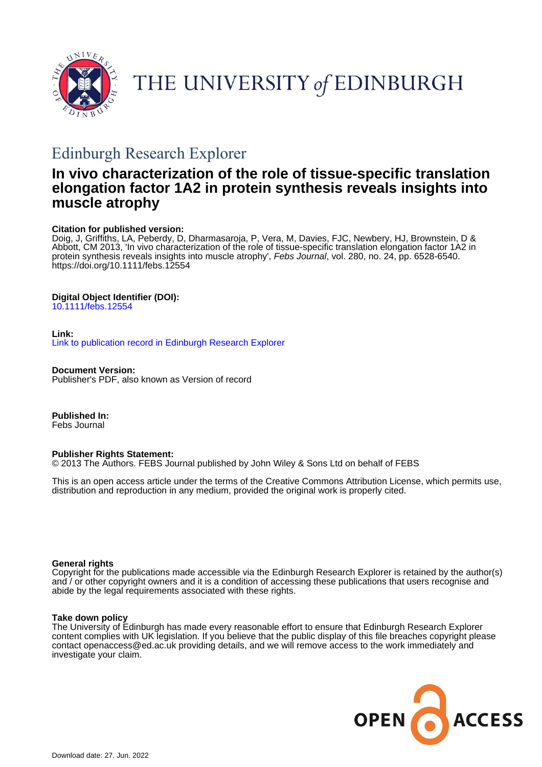# THE UNIVERSITY of EDINBURGH

## Edinburgh Research Explorer

# In vivo characterization of the role of tissue-specific translation elongation factor 1A2 in protein synthesis reveals insights into muscle atrophy

**Citation for published version:**
Doig, J, Griffiths, LA, Peberdy, D, Dharmasaroja, P, Vera, M, Davies, FJC, Newbery, HJ, Brownstein, D & Abbott, CM 2013, 'In vivo characterization of the role of tissue-specific translation elongation factor 1A2 in protein synthesis reveals insights into muscle atrophy', *Febs Journal*, vol. 280, no. 24, pp. 6528-6540. https://doi.org/10.1111/febs.12554

**Digital Object Identifier (DOI):**
10.1111/febs.12554

**Link:**
Link to publication record in Edinburgh Research Explorer

**Document Version:**
Publisher's PDF, also known as Version of record

**Published In:**
Febs Journal

**Publisher Rights Statement:**
© 2013 The Authors. FEBS Journal published by John Wiley & Sons Ltd on behalf of FEBS

This is an open access article under the terms of the Creative Commons Attribution License, which permits use, distribution and reproduction in any medium, provided the original work is properly cited.

**General rights**
Copyright for the publications made accessible via the Edinburgh Research Explorer is retained by the author(s) and / or other copyright owners and it is a condition of accessing these publications that users recognise and abide by the legal requirements associated with these rights.

**Take down policy**
The University of Edinburgh has made every reasonable effort to ensure that Edinburgh Research Explorer content complies with UK legislation. If you believe that the public display of this file breaches copyright please contact openaccess@ed.ac.uk providing details, and we will remove access to the work immediately and investigate your claim.

Download date: 27. Jun. 2022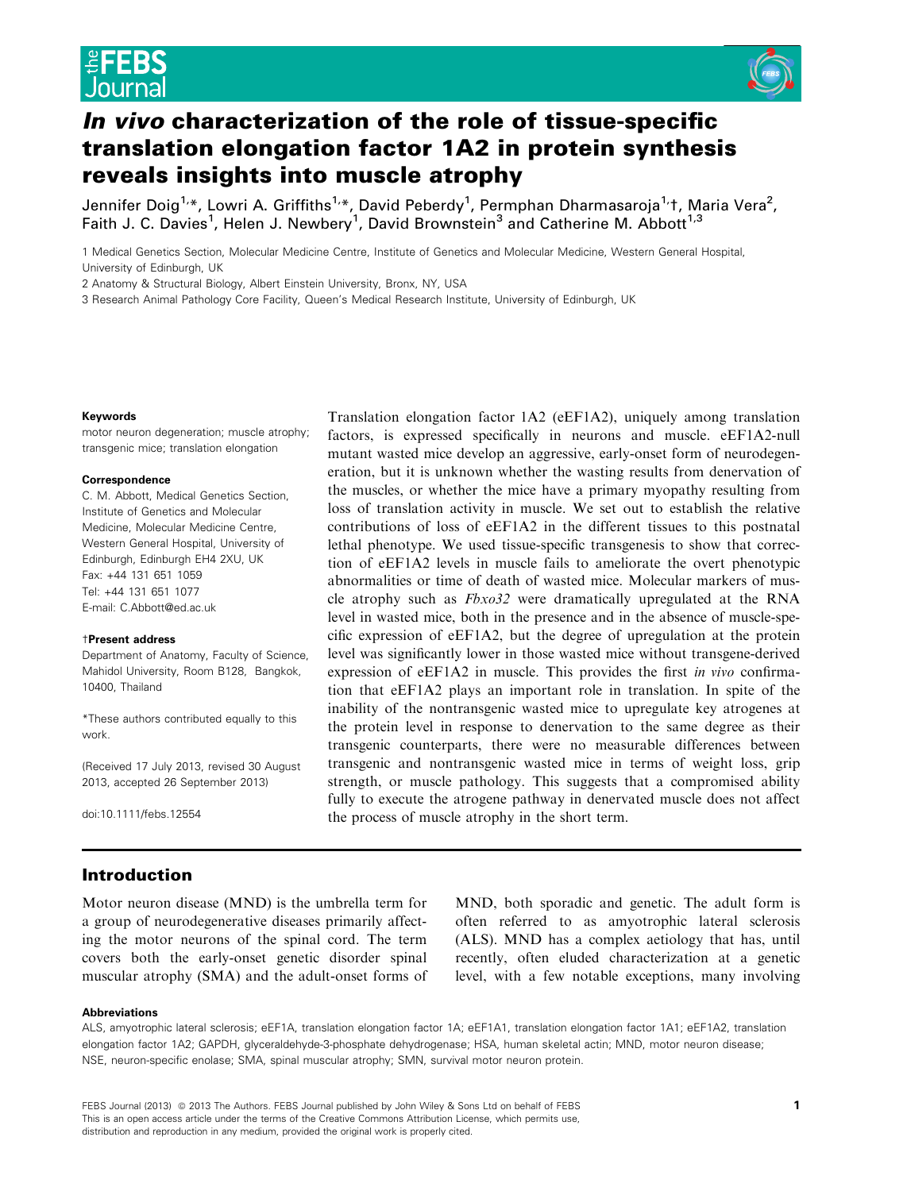# *In vivo* characterization of the role of tissue-specific translation elongation factor 1A2 in protein synthesis reveals insights into muscle atrophy

Jennifer Doig[1,*], Lowri A. Griffiths[1,*], David Peberdy[1], Permphan Dharmasaroja[1,†], Maria Vera[2], Faith J. C. Davies[1], Helen J. Newbery[1], David Brownstein[3] and Catherine M. Abbott[1,3]

1 Medical Genetics Section, Molecular Medicine Centre, Institute of Genetics and Molecular Medicine, Western General Hospital, University of Edinburgh, UK

2 Anatomy & Structural Biology, Albert Einstein University, Bronx, NY, USA

3 Research Animal Pathology Core Facility, Queen's Medical Research Institute, University of Edinburgh, UK

**Keywords**

motor neuron degeneration; muscle atrophy; transgenic mice; translation elongation

**Correspondence**

C. M. Abbott, Medical Genetics Section, Institute of Genetics and Molecular Medicine, Molecular Medicine Centre, Western General Hospital, University of Edinburgh, Edinburgh EH4 2XU, UK
Fax: +44 131 651 1059
Tel: +44 131 651 1077
E-mail: C.Abbott@ed.ac.uk

**†Present address**

Department of Anatomy, Faculty of Science, Mahidol University, Room B128, Bangkok, 10400, Thailand

*These authors contributed equally to this work.

(Received 17 July 2013, revised 30 August 2013, accepted 26 September 2013)

doi:10.1111/febs.12554

Translation elongation factor 1A2 (eEF1A2), uniquely among translation factors, is expressed specifically in neurons and muscle. eEF1A2-null mutant wasted mice develop an aggressive, early-onset form of neurodegeneration, but it is unknown whether the wasting results from denervation of the muscles, or whether the mice have a primary myopathy resulting from loss of translation activity in muscle. We set out to establish the relative contributions of loss of eEF1A2 in the different tissues to this postnatal lethal phenotype. We used tissue-specific transgenesis to show that correction of eEF1A2 levels in muscle fails to ameliorate the overt phenotypic abnormalities or time of death of wasted mice. Molecular markers of muscle atrophy such as *Fbxo32* were dramatically upregulated at the RNA level in wasted mice, both in the presence and in the absence of muscle-specific expression of eEF1A2, but the degree of upregulation at the protein level was significantly lower in those wasted mice without transgene-derived expression of eEF1A2 in muscle. This provides the first *in vivo* confirmation that eEF1A2 plays an important role in translation. In spite of the inability of the nontransgenic wasted mice to upregulate key atrogenes at the protein level in response to denervation to the same degree as their transgenic counterparts, there were no measurable differences between transgenic and nontransgenic wasted mice in terms of weight loss, grip strength, or muscle pathology. This suggests that a compromised ability fully to execute the atrogene pathway in denervated muscle does not affect the process of muscle atrophy in the short term.

## Introduction

Motor neuron disease (MND) is the umbrella term for a group of neurodegenerative diseases primarily affecting the motor neurons of the spinal cord. The term covers both the early-onset genetic disorder spinal muscular atrophy (SMA) and the adult-onset forms of MND, both sporadic and genetic. The adult form is often referred to as amyotrophic lateral sclerosis (ALS). MND has a complex aetiology that has, until recently, often eluded characterization at a genetic level, with a few notable exceptions, many involving

**Abbreviations**

ALS, amyotrophic lateral sclerosis; eEF1A, translation elongation factor 1A; eEF1A1, translation elongation factor 1A1; eEF1A2, translation elongation factor 1A2; GAPDH, glyceraldehyde-3-phosphate dehydrogenase; HSA, human skeletal actin; MND, motor neuron disease; NSE, neuron-specific enolase; SMA, spinal muscular atrophy; SMN, survival motor neuron protein.

FEBS Journal (2013) © 2013 The Authors. FEBS Journal published by John Wiley & Sons Ltd on behalf of FEBS
This is an open access article under the terms of the Creative Commons Attribution License, which permits use, distribution and reproduction in any medium, provided the original work is properly cited.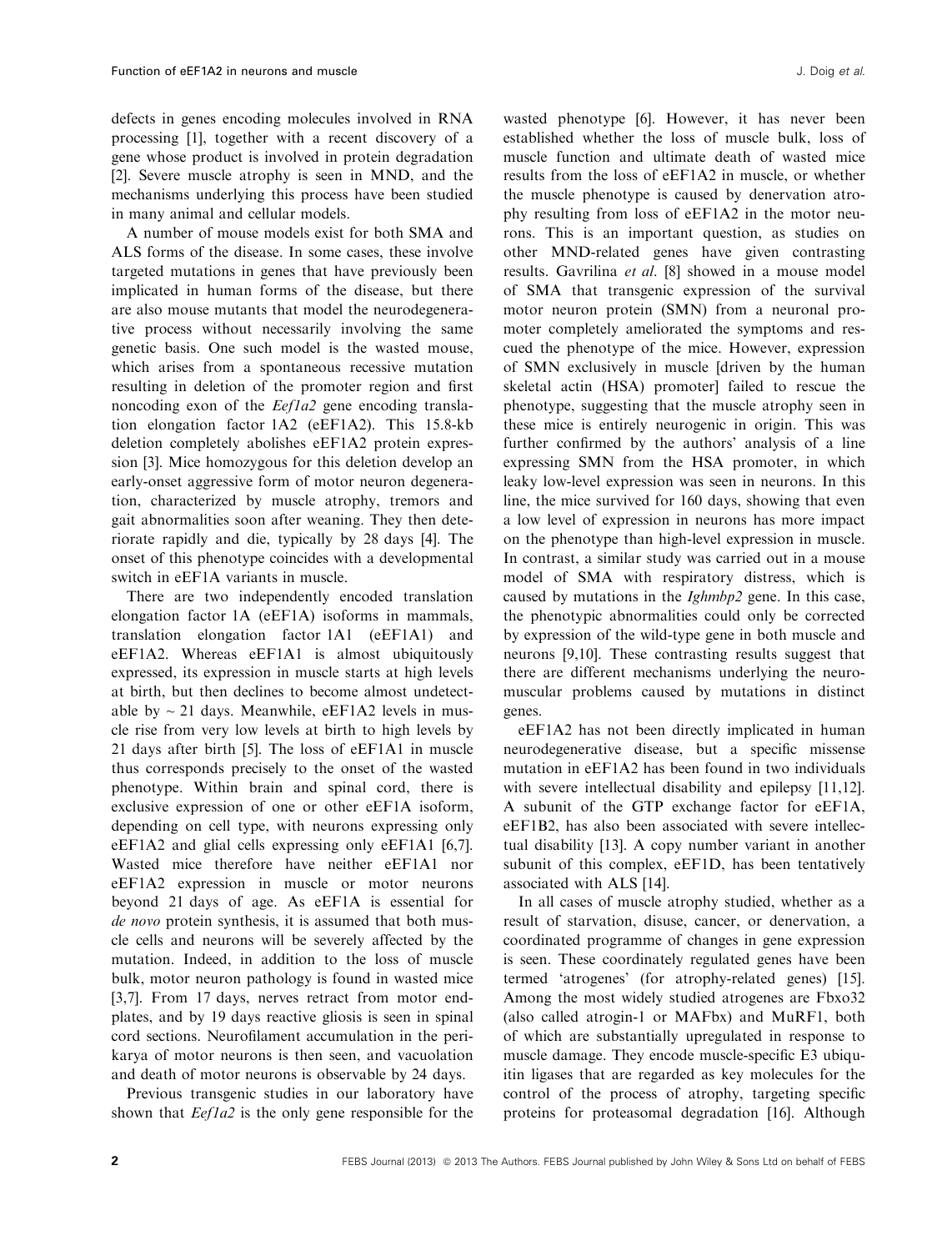defects in genes encoding molecules involved in RNA processing [1], together with a recent discovery of a gene whose product is involved in protein degradation [2]. Severe muscle atrophy is seen in MND, and the mechanisms underlying this process have been studied in many animal and cellular models.

A number of mouse models exist for both SMA and ALS forms of the disease. In some cases, these involve targeted mutations in genes that have previously been implicated in human forms of the disease, but there are also mouse mutants that model the neurodegenerative process without necessarily involving the same genetic basis. One such model is the wasted mouse, which arises from a spontaneous recessive mutation resulting in deletion of the promoter region and first noncoding exon of the *Eef1a2* gene encoding translation elongation factor 1A2 (eEF1A2). This 15.8-kb deletion completely abolishes eEF1A2 protein expression [3]. Mice homozygous for this deletion develop an early-onset aggressive form of motor neuron degeneration, characterized by muscle atrophy, tremors and gait abnormalities soon after weaning. They then deteriorate rapidly and die, typically by 28 days [4]. The onset of this phenotype coincides with a developmental switch in eEF1A variants in muscle.

There are two independently encoded translation elongation factor 1A (eEF1A) isoforms in mammals, translation elongation factor 1A1 (eEF1A1) and eEF1A2. Whereas eEF1A1 is almost ubiquitously expressed, its expression in muscle starts at high levels at birth, but then declines to become almost undetectable by ~ 21 days. Meanwhile, eEF1A2 levels in muscle rise from very low levels at birth to high levels by 21 days after birth [5]. The loss of eEF1A1 in muscle thus corresponds precisely to the onset of the wasted phenotype. Within brain and spinal cord, there is exclusive expression of one or other eEF1A isoform, depending on cell type, with neurons expressing only eEF1A2 and glial cells expressing only eEF1A1 [6,7]. Wasted mice therefore have neither eEF1A1 nor eEF1A2 expression in muscle or motor neurons beyond 21 days of age. As eEF1A is essential for *de novo* protein synthesis, it is assumed that both muscle cells and neurons will be severely affected by the mutation. Indeed, in addition to the loss of muscle bulk, motor neuron pathology is found in wasted mice [3,7]. From 17 days, nerves retract from motor endplates, and by 19 days reactive gliosis is seen in spinal cord sections. Neurofilament accumulation in the perikarya of motor neurons is then seen, and vacuolation and death of motor neurons is observable by 24 days.

Previous transgenic studies in our laboratory have shown that *Eef1a2* is the only gene responsible for the wasted phenotype [6]. However, it has never been established whether the loss of muscle bulk, loss of muscle function and ultimate death of wasted mice results from the loss of eEF1A2 in muscle, or whether the muscle phenotype is caused by denervation atrophy resulting from loss of eEF1A2 in the motor neurons. This is an important question, as studies on other MND-related genes have given contrasting results. Gavrilina *et al.* [8] showed in a mouse model of SMA that transgenic expression of the survival motor neuron protein (SMN) from a neuronal promoter completely ameliorated the symptoms and rescued the phenotype of the mice. However, expression of SMN exclusively in muscle [driven by the human skeletal actin (HSA) promoter] failed to rescue the phenotype, suggesting that the muscle atrophy seen in these mice is entirely neurogenic in origin. This was further confirmed by the authors' analysis of a line expressing SMN from the HSA promoter, in which leaky low-level expression was seen in neurons. In this line, the mice survived for 160 days, showing that even a low level of expression in neurons has more impact on the phenotype than high-level expression in muscle. In contrast, a similar study was carried out in a mouse model of SMA with respiratory distress, which is caused by mutations in the *Ighmbp2* gene. In this case, the phenotypic abnormalities could only be corrected by expression of the wild-type gene in both muscle and neurons [9,10]. These contrasting results suggest that there are different mechanisms underlying the neuromuscular problems caused by mutations in distinct genes.

eEF1A2 has not been directly implicated in human neurodegenerative disease, but a specific missense mutation in eEF1A2 has been found in two individuals with severe intellectual disability and epilepsy [11,12]. A subunit of the GTP exchange factor for eEF1A, eEF1B2, has also been associated with severe intellectual disability [13]. A copy number variant in another subunit of this complex, eEF1D, has been tentatively associated with ALS [14].

In all cases of muscle atrophy studied, whether as a result of starvation, disuse, cancer, or denervation, a coordinated programme of changes in gene expression is seen. These coordinately regulated genes have been termed 'atrogenes' (for atrophy-related genes) [15]. Among the most widely studied atrogenes are Fbxo32 (also called atrogin-1 or MAFbx) and MuRF1, both of which are substantially upregulated in response to muscle damage. They encode muscle-specific E3 ubiquitin ligases that are regarded as key molecules for the control of the process of atrophy, targeting specific proteins for proteasomal degradation [16]. Although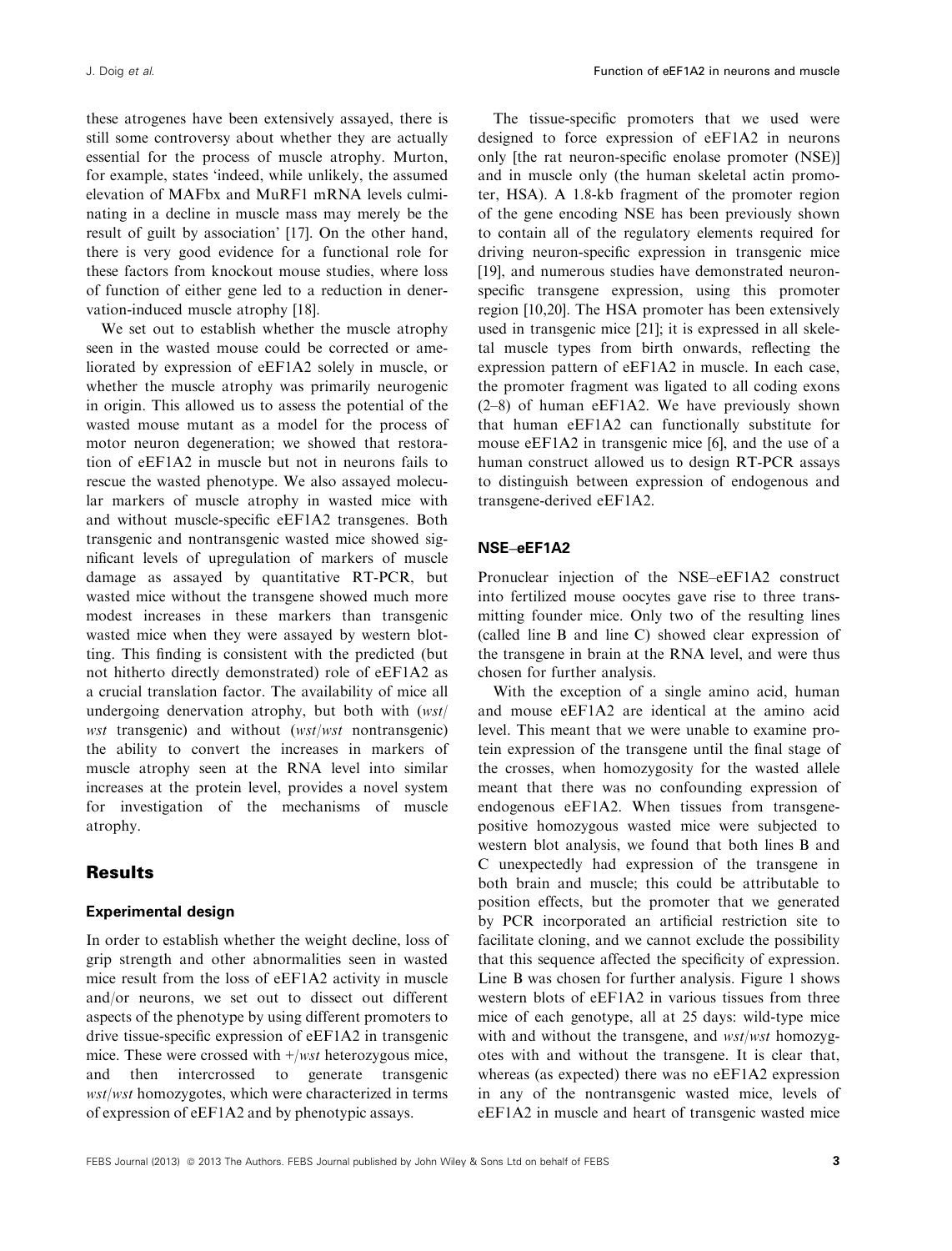these atrogenes have been extensively assayed, there is still some controversy about whether they are actually essential for the process of muscle atrophy. Murton, for example, states 'indeed, while unlikely, the assumed elevation of MAFbx and MuRF1 mRNA levels culminating in a decline in muscle mass may merely be the result of guilt by association' [17]. On the other hand, there is very good evidence for a functional role for these factors from knockout mouse studies, where loss of function of either gene led to a reduction in denervation-induced muscle atrophy [18].

We set out to establish whether the muscle atrophy seen in the wasted mouse could be corrected or ameliorated by expression of eEF1A2 solely in muscle, or whether the muscle atrophy was primarily neurogenic in origin. This allowed us to assess the potential of the wasted mouse mutant as a model for the process of motor neuron degeneration; we showed that restoration of eEF1A2 in muscle but not in neurons fails to rescue the wasted phenotype. We also assayed molecular markers of muscle atrophy in wasted mice with and without muscle-specific eEF1A2 transgenes. Both transgenic and nontransgenic wasted mice showed significant levels of upregulation of markers of muscle damage as assayed by quantitative RT-PCR, but wasted mice without the transgene showed much more modest increases in these markers than transgenic wasted mice when they were assayed by western blotting. This finding is consistent with the predicted (but not hitherto directly demonstrated) role of eEF1A2 as a crucial translation factor. The availability of mice all undergoing denervation atrophy, but both with (*wst/wst* transgenic) and without (*wst/wst* nontransgenic) the ability to convert the increases in markers of muscle atrophy seen at the RNA level into similar increases at the protein level, provides a novel system for investigation of the mechanisms of muscle atrophy.

## Results

### Experimental design

In order to establish whether the weight decline, loss of grip strength and other abnormalities seen in wasted mice result from the loss of eEF1A2 activity in muscle and/or neurons, we set out to dissect out different aspects of the phenotype by using different promoters to drive tissue-specific expression of eEF1A2 in transgenic mice. These were crossed with +/*wst* heterozygous mice, and then intercrossed to generate transgenic *wst/wst* homozygotes, which were characterized in terms of expression of eEF1A2 and by phenotypic assays.

The tissue-specific promoters that we used were designed to force expression of eEF1A2 in neurons only [the rat neuron-specific enolase promoter (NSE)] and in muscle only (the human skeletal actin promoter, HSA). A 1.8-kb fragment of the promoter region of the gene encoding NSE has been previously shown to contain all of the regulatory elements required for driving neuron-specific expression in transgenic mice [19], and numerous studies have demonstrated neuron-specific transgene expression, using this promoter region [10,20]. The HSA promoter has been extensively used in transgenic mice [21]; it is expressed in all skeletal muscle types from birth onwards, reflecting the expression pattern of eEF1A2 in muscle. In each case, the promoter fragment was ligated to all coding exons (2–8) of human eEF1A2. We have previously shown that human eEF1A2 can functionally substitute for mouse eEF1A2 in transgenic mice [6], and the use of a human construct allowed us to design RT-PCR assays to distinguish between expression of endogenous and transgene-derived eEF1A2.

### NSE–eEF1A2

Pronuclear injection of the NSE–eEF1A2 construct into fertilized mouse oocytes gave rise to three transmitting founder mice. Only two of the resulting lines (called line B and line C) showed clear expression of the transgene in brain at the RNA level, and were thus chosen for further analysis.

With the exception of a single amino acid, human and mouse eEF1A2 are identical at the amino acid level. This meant that we were unable to examine protein expression of the transgene until the final stage of the crosses, when homozygosity for the wasted allele meant that there was no confounding expression of endogenous eEF1A2. When tissues from transgene-positive homozygous wasted mice were subjected to western blot analysis, we found that both lines B and C unexpectedly had expression of the transgene in both brain and muscle; this could be attributable to position effects, but the promoter that we generated by PCR incorporated an artificial restriction site to facilitate cloning, and we cannot exclude the possibility that this sequence affected the specificity of expression. Line B was chosen for further analysis. Figure 1 shows western blots of eEF1A2 in various tissues from three mice of each genotype, all at 25 days: wild-type mice with and without the transgene, and *wst/wst* homozygotes with and without the transgene. It is clear that, whereas (as expected) there was no eEF1A2 expression in any of the nontransgenic wasted mice, levels of eEF1A2 in muscle and heart of transgenic wasted mice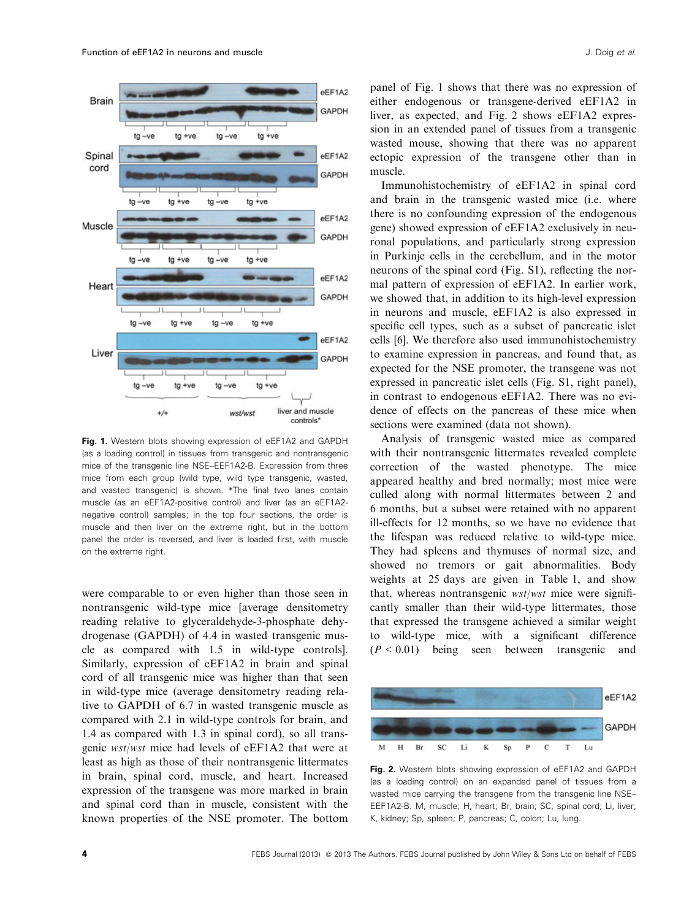Fig. 1. Western blots showing expression of eEF1A2 and GAPDH (as a loading control) in tissues from transgenic and nontransgenic mice of the transgenic line NSE–EEF1A2-B. Expression from three mice from each group (wild type, wild type transgenic, wasted, and wasted transgenic) is shown. *The final two lanes contain muscle (as an eEF1A2-positive control) and liver (as an eEF1A2-negative control) samples; in the top four sections, the order is muscle and then liver on the extreme right, but in the bottom panel the order is reversed, and liver is loaded first, with muscle on the extreme right.

were comparable to or even higher than those seen in nontransgenic wild-type mice [average densitometry reading relative to glyceraldehyde-3-phosphate dehydrogenase (GAPDH) of 4.4 in wasted transgenic muscle as compared with 1.5 in wild-type controls]. Similarly, expression of eEF1A2 in brain and spinal cord of all transgenic mice was higher than that seen in wild-type mice (average densitometry reading relative to GAPDH of 6.7 in wasted transgenic muscle as compared with 2.1 in wild-type controls for brain, and 1.4 as compared with 1.3 in spinal cord), so all transgenic *wst*/*wst* mice had levels of eEF1A2 that were at least as high as those of their nontransgenic littermates in brain, spinal cord, muscle, and heart. Increased expression of the transgene was more marked in brain and spinal cord than in muscle, consistent with the known properties of the NSE promoter. The bottom panel of Fig. 1 shows that there was no expression of either endogenous or transgene-derived eEF1A2 in liver, as expected, and Fig. 2 shows eEF1A2 expression in an extended panel of tissues from a transgenic wasted mouse, showing that there was no apparent ectopic expression of the transgene other than in muscle.

Immunohistochemistry of eEF1A2 in spinal cord and brain in the transgenic wasted mice (i.e. where there is no confounding expression of the endogenous gene) showed expression of eEF1A2 exclusively in neuronal populations, and particularly strong expression in Purkinje cells in the cerebellum, and in the motor neurons of the spinal cord (Fig. S1), reflecting the normal pattern of expression of eEF1A2. In earlier work, we showed that, in addition to its high-level expression in neurons and muscle, eEF1A2 is also expressed in specific cell types, such as a subset of pancreatic islet cells [6]. We therefore also used immunohistochemistry to examine expression in pancreas, and found that, as expected for the NSE promoter, the transgene was not expressed in pancreatic islet cells (Fig. S1, right panel), in contrast to endogenous eEF1A2. There was no evidence of effects on the pancreas of these mice when sections were examined (data not shown).

Analysis of transgenic wasted mice as compared with their nontransgenic littermates revealed complete correction of the wasted phenotype. The mice appeared healthy and bred normally; most mice were culled along with normal littermates between 2 and 6 months, but a subset were retained with no apparent ill-effects for 12 months, so we have no evidence that the lifespan was reduced relative to wild-type mice. They had spleens and thymuses of normal size, and showed no tremors or gait abnormalities. Body weights at 25 days are given in Table 1, and show that, whereas nontransgenic *wst*/*wst* mice were significantly smaller than their wild-type littermates, those that expressed the transgene achieved a similar weight to wild-type mice, with a significant difference ($P < 0.01$) being seen between transgenic and

Fig. 2. Western blots showing expression of eEF1A2 and GAPDH (as a loading control) on an expanded panel of tissues from a wasted mouse carrying the transgene from the transgenic line NSE–EEF1A2-B. M, muscle; H, heart; Br, brain; SC, spinal cord; Li, liver; K, kidney; Sp, spleen; P, pancreas; C, colon; Lu, lung.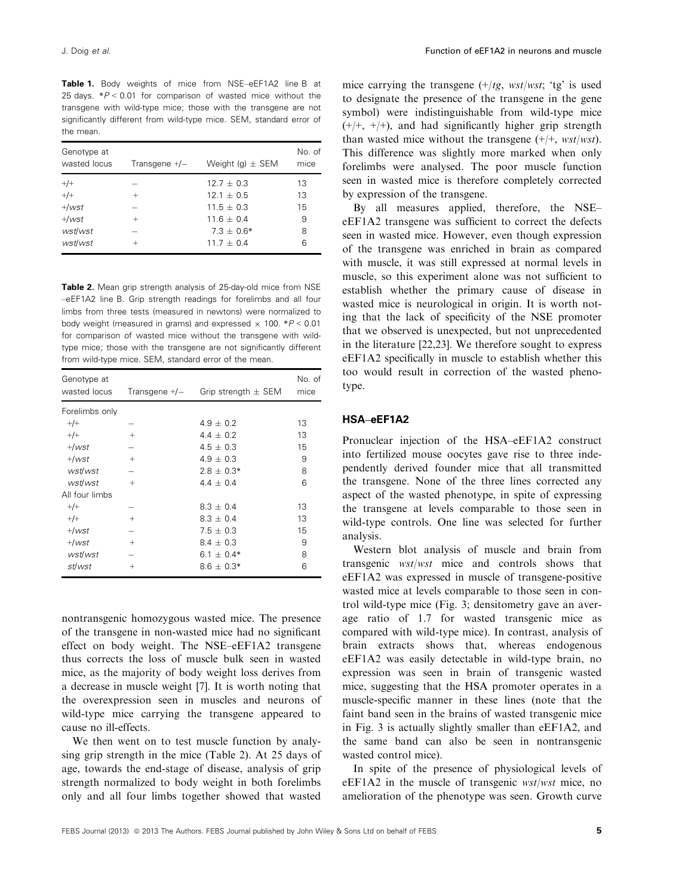**Table 1.** Body weights of mice from NSE–eEF1A2 line B at 25 days. *P < 0.01 for comparison of wasted mice without the transgene with wild-type mice; those with the transgene are not significantly different from wild-type mice. SEM, standard error of the mean.

| Genotype at wasted locus | Transgene +/– | Weight (g) ± SEM | No. of mice |
|---|---|---|---|
| +/+ | – | 12.7 ± 0.3 | 13 |
| +/+ | + | 12.1 ± 0.5 | 13 |
| +/*wst* | – | 11.5 ± 0.3 | 15 |
| +/*wst* | + | 11.6 ± 0.4 | 9 |
| *wst*/*wst* | – | 7.3 ± 0.6* | 8 |
| *wst*/*wst* | + | 11.7 ± 0.4 | 6 |

**Table 2.** Mean grip strength analysis of 25-day-old mice from NSE–eEF1A2 line B. Grip strength readings for forelimbs and all four limbs from three tests (measured in newtons) were normalized to body weight (measured in grams) and expressed × 100. *P < 0.01 for comparison of wasted mice without the transgene with wild-type mice; those with the transgene are not significantly different from wild-type mice. SEM, standard error of the mean.

| Genotype at wasted locus | Transgene +/– | Grip strength ± SEM | No. of mice |
|---|---|---|---|
| Forelimbs only | | | |
| +/+ | – | 4.9 ± 0.2 | 13 |
| +/+ | + | 4.4 ± 0.2 | 13 |
| +/*wst* | – | 4.5 ± 0.3 | 15 |
| +/*wst* | + | 4.9 ± 0.3 | 9 |
| *wst*/*wst* | – | 2.8 ± 0.3* | 8 |
| *wst*/*wst* | + | 4.4 ± 0.4 | 6 |
| All four limbs | | | |
| +/+ | – | 8.3 ± 0.4 | 13 |
| +/+ | + | 8.3 ± 0.4 | 13 |
| +/*wst* | – | 7.5 ± 0.3 | 15 |
| +/*wst* | + | 8.4 ± 0.3 | 9 |
| *wst*/*wst* | – | 6.1 ± 0.4* | 8 |
| *st*/*wst* | + | 8.6 ± 0.3* | 6 |

nontransgenic homozygous wasted mice. The presence of the transgene in non-wasted mice had no significant effect on body weight. The NSE–eEF1A2 transgene thus corrects the loss of muscle bulk seen in wasted mice, as the majority of body weight loss derives from a decrease in muscle weight [7]. It is worth noting that the overexpression seen in muscles and neurons of wild-type mice carrying the transgene appeared to cause no ill-effects.

We then went on to test muscle function by analysing grip strength in the mice (Table 2). At 25 days of age, towards the end-stage of disease, analysis of grip strength normalized to body weight in both forelimbs only and all four limbs together showed that wasted mice carrying the transgene (+/*tg*, *wst*/*wst*; 'tg' is used to designate the presence of the transgene in the gene symbol) were indistinguishable from wild-type mice (+/+, +/+), and had significantly higher grip strength than wasted mice without the transgene (+/+, *wst*/*wst*). This difference was slightly more marked when only forelimbs were analysed. The poor muscle function seen in wasted mice is therefore completely corrected by expression of the transgene.

By all measures applied, therefore, the NSE–eEF1A2 transgene was sufficient to correct the defects seen in wasted mice. However, even though expression of the transgene was enriched in brain as compared with muscle, it was still expressed at normal levels in muscle, so this experiment alone was not sufficient to establish whether the primary cause of disease in wasted mice is neurological in origin. It is worth noting that the lack of specificity of the NSE promoter that we observed is unexpected, but not unprecedented in the literature [22,23]. We therefore sought to express eEF1A2 specifically in muscle to establish whether this too would result in correction of the wasted phenotype.

### HSA–eEF1A2

Pronuclear injection of the HSA–eEF1A2 construct into fertilized mouse oocytes gave rise to three independently derived founder mice that all transmitted the transgene. None of the three lines corrected any aspect of the wasted phenotype, in spite of expressing the transgene at levels comparable to those seen in wild-type controls. One line was selected for further analysis.

Western blot analysis of muscle and brain from transgenic *wst*/*wst* mice and controls shows that eEF1A2 was expressed in muscle of transgene-positive wasted mice at levels comparable to those seen in control wild-type mice (Fig. 3; densitometry gave an average ratio of 1.7 for wasted transgenic mice as compared with wild-type mice). In contrast, analysis of brain extracts shows that, whereas endogenous eEF1A2 was easily detectable in wild-type brain, no expression was seen in brain of transgenic wasted mice, suggesting that the HSA promoter operates in a muscle-specific manner in these lines (note that the faint band seen in the brains of wasted transgenic mice in Fig. 3 is actually slightly smaller than eEF1A2, and the same band can also be seen in nontransgenic wasted control mice).

In spite of the presence of physiological levels of eEF1A2 in the muscle of transgenic *wst*/*wst* mice, no amelioration of the phenotype was seen. Growth curve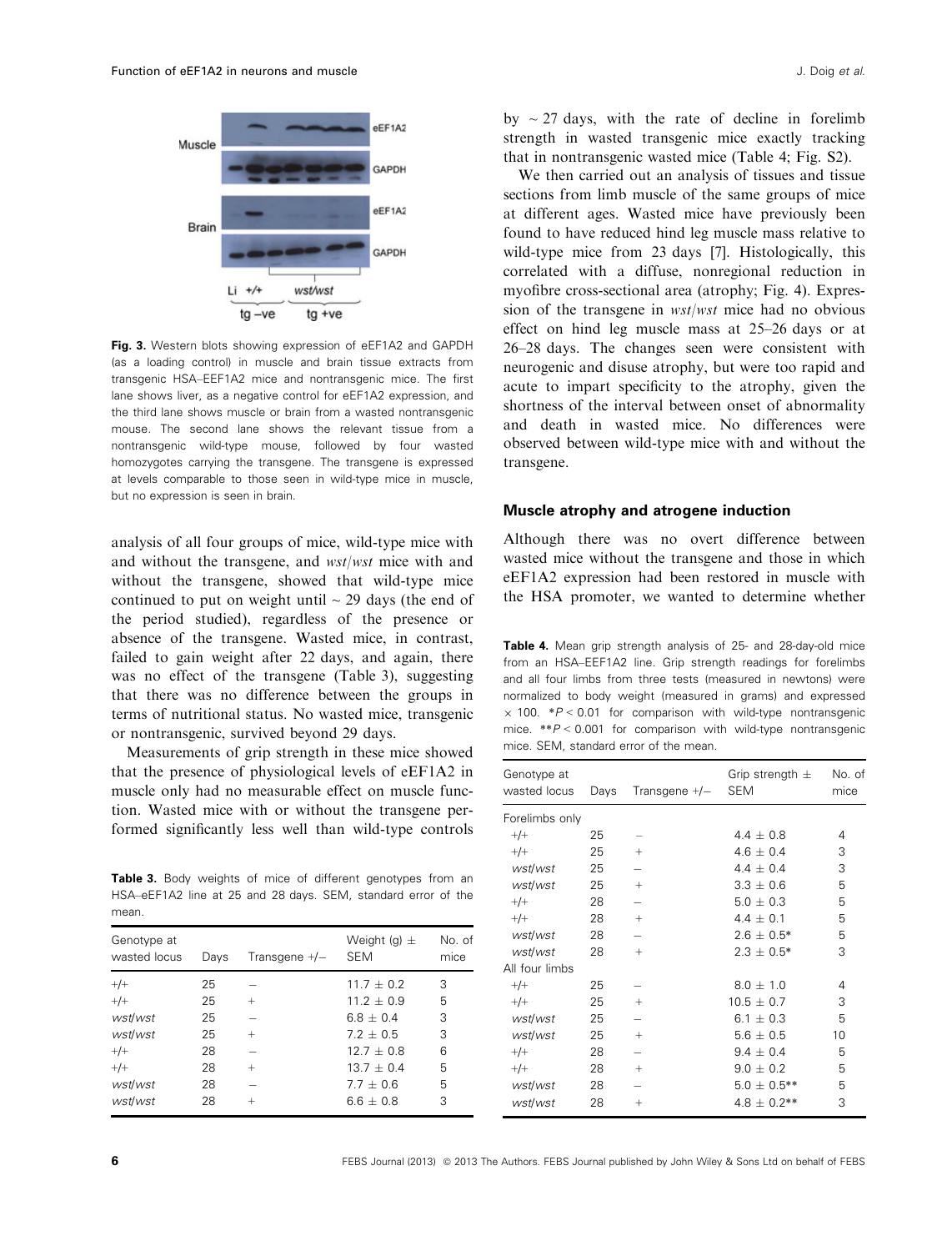**Fig. 3.** Western blots showing expression of eEF1A2 and GAPDH (as a loading control) in muscle and brain tissue extracts from transgenic HSA–EEF1A2 mice and nontransgenic mice. The first lane shows liver, as a negative control for eEF1A2 expression, and the third lane shows muscle or brain from a wasted nontransgenic mouse. The second lane shows the relevant tissue from a nontransgenic wild-type mouse, followed by four wasted homozygotes carrying the transgene. The transgene is expressed at levels comparable to those seen in wild-type mice in muscle, but no expression is seen in brain.

analysis of all four groups of mice, wild-type mice with and without the transgene, and *wst*/*wst* mice with and without the transgene, showed that wild-type mice continued to put on weight until ~ 29 days (the end of the period studied), regardless of the presence or absence of the transgene. Wasted mice, in contrast, failed to gain weight after 22 days, and again, there was no effect of the transgene (Table 3), suggesting that there was no difference between the groups in terms of nutritional status. No wasted mice, transgenic or nontransgenic, survived beyond 29 days.

Measurements of grip strength in these mice showed that the presence of physiological levels of eEF1A2 in muscle only had no measurable effect on muscle function. Wasted mice with or without the transgene performed significantly less well than wild-type controls by ~ 27 days, with the rate of decline in forelimb strength in wasted transgenic mice exactly tracking that in nontransgenic wasted mice (Table 4; Fig. S2).

**Table 3.** Body weights of mice of different genotypes from an HSA–eEF1A2 line at 25 and 28 days. SEM, standard error of the mean.

| Genotype at wasted locus | Days | Transgene +/– | Weight (g) ± SEM | No. of mice |
|---|---|---|---|---|
| +/+ | 25 | – | 11.7 ± 0.2 | 3 |
| +/+ | 25 | + | 11.2 ± 0.9 | 5 |
| *wst*/*wst* | 25 | – | 6.8 ± 0.4 | 3 |
| *wst*/*wst* | 25 | + | 7.2 ± 0.5 | 3 |
| +/+ | 28 | – | 12.7 ± 0.8 | 6 |
| +/+ | 28 | + | 13.7 ± 0.4 | 5 |
| *wst*/*wst* | 28 | – | 7.7 ± 0.6 | 5 |
| *wst*/*wst* | 28 | + | 6.6 ± 0.8 | 3 |

We then carried out an analysis of tissues and tissue sections from limb muscle of the same groups of mice at different ages. Wasted mice have previously been found to have reduced hind leg muscle mass relative to wild-type mice from 23 days [7]. Histologically, this correlated with a diffuse, nonregional reduction in myofibre cross-sectional area (atrophy; Fig. 4). Expression of the transgene in *wst*/*wst* mice had no obvious effect on hind leg muscle mass at 25–26 days or at 26–28 days. The changes seen were consistent with neurogenic and disuse atrophy, but were too rapid and acute to impart specificity to the atrophy, given the shortness of the interval between onset of abnormality and death in wasted mice. No differences were observed between wild-type mice with and without the transgene.

## Muscle atrophy and atrogene induction

Although there was no overt difference between wasted mice without the transgene and those in which eEF1A2 expression had been restored in muscle with the HSA promoter, we wanted to determine whether

**Table 4.** Mean grip strength analysis of 25- and 28-day-old mice from an HSA–EEF1A2 line. Grip strength readings for forelimbs and all four limbs from three tests (measured in newtons) were normalized to body weight (measured in grams) and expressed × 100. *$P < 0.01$ for comparison with wild-type nontransgenic mice. **$P < 0.001$ for comparison with wild-type nontransgenic mice. SEM, standard error of the mean.

| Genotype at wasted locus | Days | Transgene +/– | Grip strength ± SEM | No. of mice |
|---|---|---|---|---|
| Forelimbs only | | | | |
| +/+ | 25 | – | 4.4 ± 0.8 | 4 |
| +/+ | 25 | + | 4.6 ± 0.4 | 3 |
| *wst*/*wst* | 25 | – | 4.4 ± 0.4 | 3 |
| *wst*/*wst* | 25 | + | 3.3 ± 0.6 | 5 |
| +/+ | 28 | – | 5.0 ± 0.3 | 5 |
| +/+ | 28 | + | 4.4 ± 0.1 | 5 |
| *wst*/*wst* | 28 | – | 2.6 ± 0.5* | 5 |
| *wst*/*wst* | 28 | + | 2.3 ± 0.5* | 3 |
| All four limbs | | | | |
| +/+ | 25 | – | 8.0 ± 1.0 | 4 |
| +/+ | 25 | + | 10.5 ± 0.7 | 3 |
| *wst*/*wst* | 25 | – | 6.1 ± 0.3 | 5 |
| *wst*/*wst* | 25 | + | 5.6 ± 0.5 | 10 |
| +/+ | 28 | – | 9.4 ± 0.4 | 5 |
| +/+ | 28 | + | 9.0 ± 0.2 | 5 |
| *wst*/*wst* | 28 | – | 5.0 ± 0.5** | 5 |
| *wst*/*wst* | 28 | + | 4.8 ± 0.2** | 3 |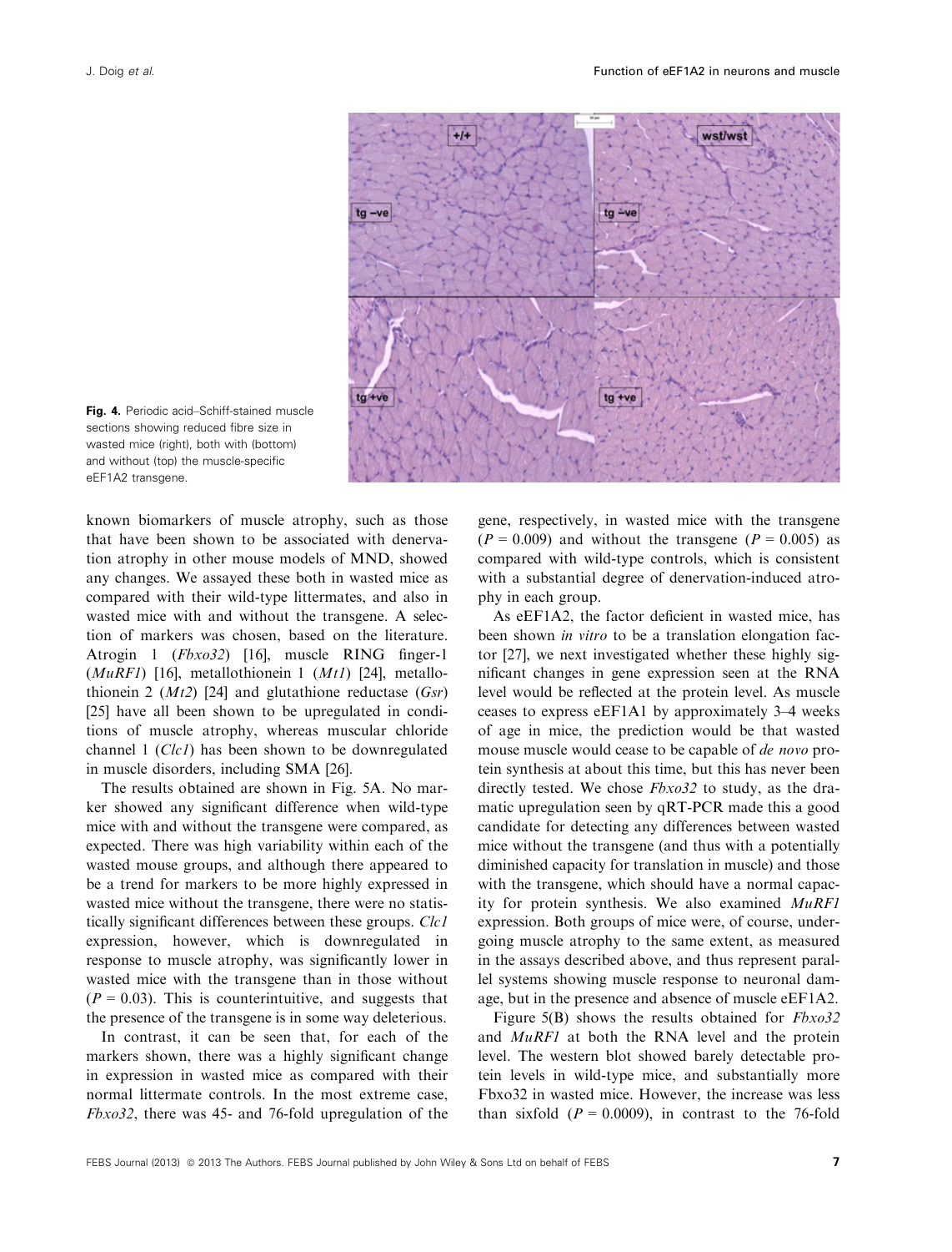**Fig. 4.** Periodic acid–Schiff-stained muscle sections showing reduced fibre size in wasted mice (right), both with (bottom) and without (top) the muscle-specific eEF1A2 transgene.

known biomarkers of muscle atrophy, such as those that have been shown to be associated with denervation atrophy in other mouse models of MND, showed any changes. We assayed these both in wasted mice as compared with their wild-type littermates, and also in wasted mice with and without the transgene. A selection of markers was chosen, based on the literature. Atrogin 1 (*Fbxo32*) [16], muscle RING finger-1 (*MuRF1*) [16], metallothionein 1 (*Mt1*) [24], metallothionein 2 (*Mt2*) [24] and glutathione reductase (*Gsr*) [25] have all been shown to be upregulated in conditions of muscle atrophy, whereas muscular chloride channel 1 (*Clc1*) has been shown to be downregulated in muscle disorders, including SMA [26].

The results obtained are shown in Fig. 5A. No marker showed any significant difference when wild-type mice with and without the transgene were compared, as expected. There was high variability within each of the wasted mouse groups, and although there appeared to be a trend for markers to be more highly expressed in wasted mice without the transgene, there were no statistically significant differences between these groups. *Clc1* expression, however, which is downregulated in response to muscle atrophy, was significantly lower in wasted mice with the transgene than in those without ($P = 0.03$). This is counterintuitive, and suggests that the presence of the transgene is in some way deleterious.

In contrast, it can be seen that, for each of the markers shown, there was a highly significant change in expression in wasted mice as compared with their normal littermate controls. In the most extreme case, *Fbxo32*, there was 45- and 76-fold upregulation of the gene, respectively, in wasted mice with the transgene ($P = 0.009$) and without the transgene ($P = 0.005$) as compared with wild-type controls, which is consistent with a substantial degree of denervation-induced atrophy in each group.

As eEF1A2, the factor deficient in wasted mice, has been shown *in vitro* to be a translation elongation factor [27], we next investigated whether these highly significant changes in gene expression seen at the RNA level would be reflected at the protein level. As muscle ceases to express eEF1A1 by approximately 3–4 weeks of age in mice, the prediction would be that wasted mouse muscle would cease to be capable of *de novo* protein synthesis at about this time, but this has never been directly tested. We chose *Fbxo32* to study, as the dramatic upregulation seen by qRT-PCR made this a good candidate for detecting any differences between wasted mice without the transgene (and thus with a potentially diminished capacity for translation in muscle) and those with the transgene, which should have a normal capacity for protein synthesis. We also examined *MuRF1* expression. Both groups of mice were, of course, undergoing muscle atrophy to the same extent, as measured in the assays described above, and thus represent parallel systems showing muscle response to neuronal damage, but in the presence and absence of muscle eEF1A2.

Figure 5(B) shows the results obtained for *Fbxo32* and *MuRF1* at both the RNA level and the protein level. The western blot showed barely detectable protein levels in wild-type mice, and substantially more Fbxo32 in wasted mice. However, the increase was less than sixfold ($P = 0.0009$), in contrast to the 76-fold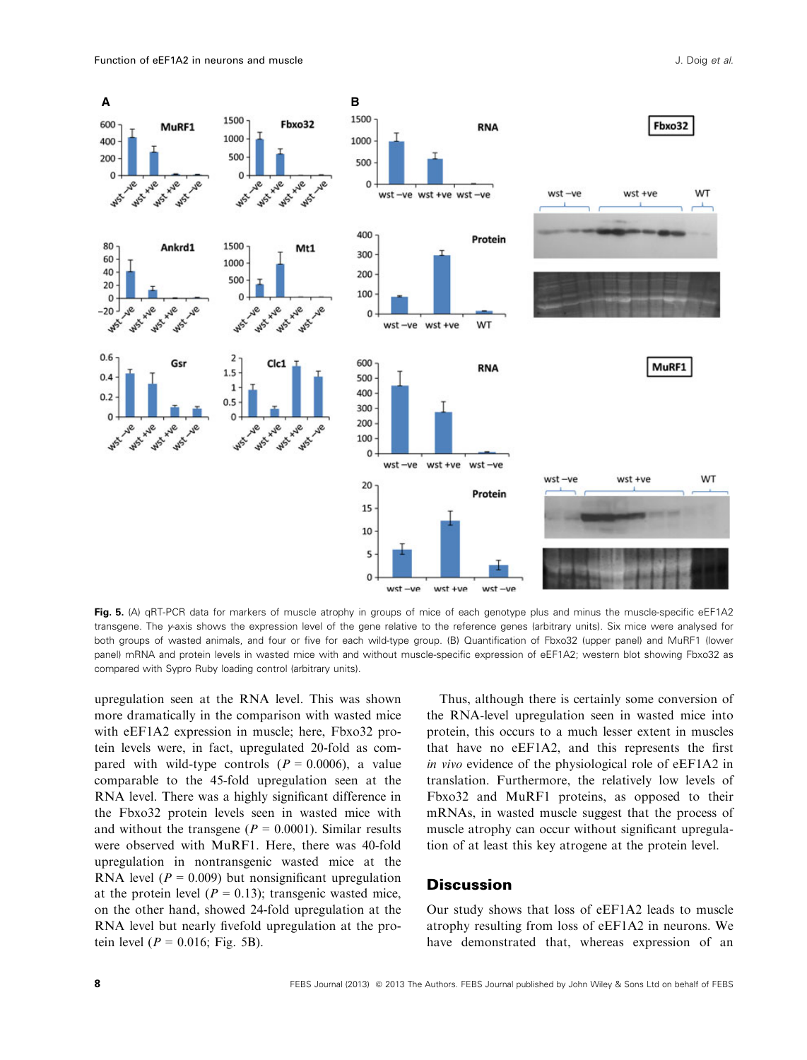**Fig. 5.** (A) qRT-PCR data for markers of muscle atrophy in groups of mice of each genotype plus and minus the muscle-specific eEF1A2 transgene. The *y*-axis shows the expression level of the gene relative to the reference genes (arbitrary units). Six mice were analysed for both groups of wasted animals, and four or five for each wild-type group. (B) Quantification of Fbxo32 (upper panel) and MuRF1 (lower panel) mRNA and protein levels in wasted mice with and without muscle-specific expression of eEF1A2; western blot showing Fbxo32 as compared with Sypro Ruby loading control (arbitrary units).

upregulation seen at the RNA level. This was shown more dramatically in the comparison with wasted mice with eEF1A2 expression in muscle; here, Fbxo32 protein levels were, in fact, upregulated 20-fold as compared with wild-type controls ($P = 0.0006$), a value comparable to the 45-fold upregulation seen at the RNA level. There was a highly significant difference in the Fbxo32 protein levels seen in wasted mice with and without the transgene ($P = 0.0001$). Similar results were observed with MuRF1. Here, there was 40-fold upregulation in nontransgenic wasted mice at the RNA level ($P = 0.009$) but nonsignificant upregulation at the protein level ($P = 0.13$); transgenic wasted mice, on the other hand, showed 24-fold upregulation at the RNA level but nearly fivefold upregulation at the protein level ($P = 0.016$; Fig. 5B).

Thus, although there is certainly some conversion of the RNA-level upregulation seen in wasted mice into protein, this occurs to a much lesser extent in muscles that have no eEF1A2, and this represents the first *in vivo* evidence of the physiological role of eEF1A2 in translation. Furthermore, the relatively low levels of Fbxo32 and MuRF1 proteins, as opposed to their mRNAs, in wasted muscle suggest that the process of muscle atrophy can occur without significant upregulation of at least this key atrogene at the protein level.

## Discussion

Our study shows that loss of eEF1A2 leads to muscle atrophy resulting from loss of eEF1A2 in neurons. We have demonstrated that, whereas expression of an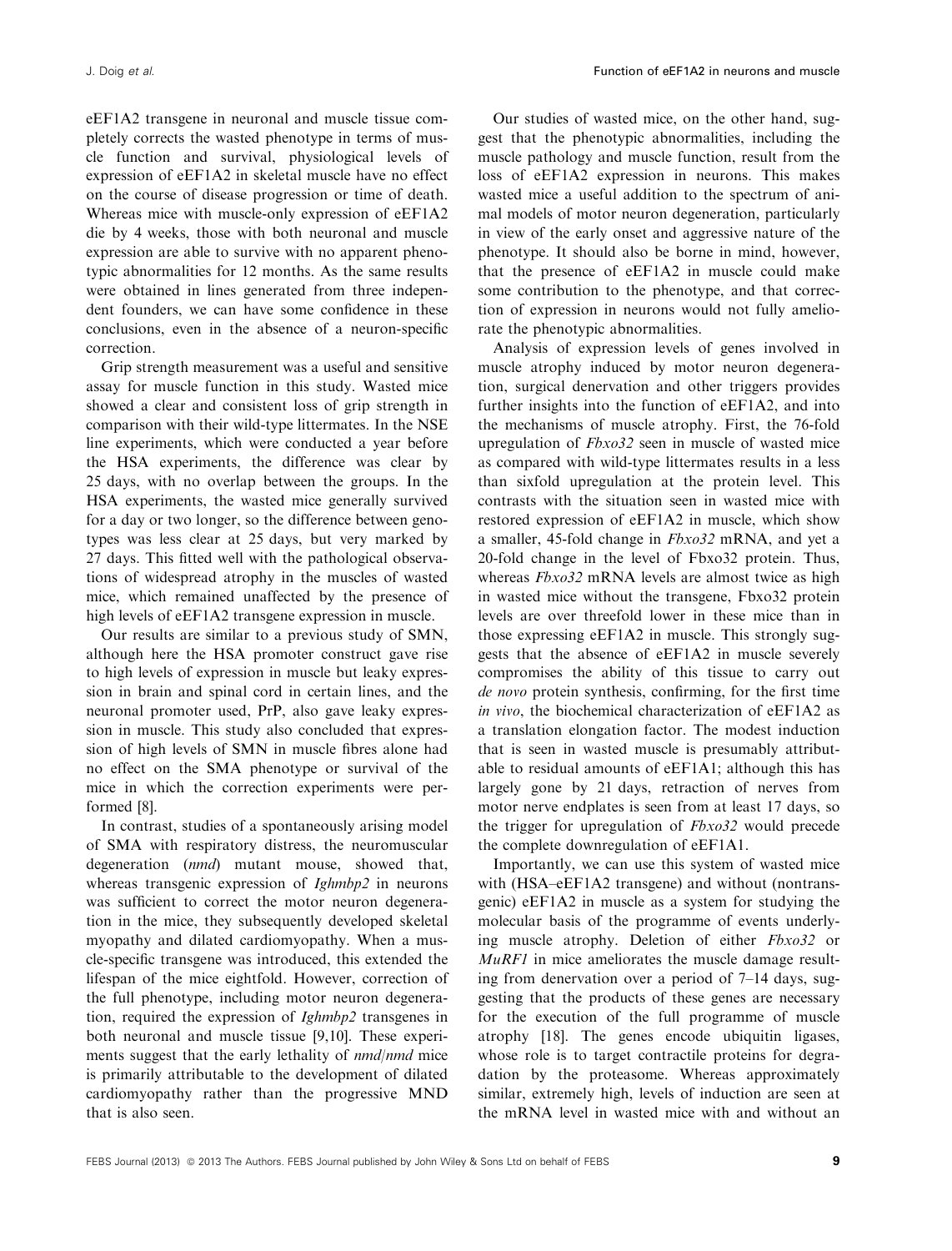eEF1A2 transgene in neuronal and muscle tissue completely corrects the wasted phenotype in terms of muscle function and survival, physiological levels of expression of eEF1A2 in skeletal muscle have no effect on the course of disease progression or time of death. Whereas mice with muscle-only expression of eEF1A2 die by 4 weeks, those with both neuronal and muscle expression are able to survive with no apparent phenotypic abnormalities for 12 months. As the same results were obtained in lines generated from three independent founders, we can have some confidence in these conclusions, even in the absence of a neuron-specific correction.

Grip strength measurement was a useful and sensitive assay for muscle function in this study. Wasted mice showed a clear and consistent loss of grip strength in comparison with their wild-type littermates. In the NSE line experiments, which were conducted a year before the HSA experiments, the difference was clear by 25 days, with no overlap between the groups. In the HSA experiments, the wasted mice generally survived for a day or two longer, so the difference between genotypes was less clear at 25 days, but very marked by 27 days. This fitted well with the pathological observations of widespread atrophy in the muscles of wasted mice, which remained unaffected by the presence of high levels of eEF1A2 transgene expression in muscle.

Our results are similar to a previous study of SMN, although here the HSA promoter construct gave rise to high levels of expression in muscle but leaky expression in brain and spinal cord in certain lines, and the neuronal promoter used, PrP, also gave leaky expression in muscle. This study also concluded that expression of high levels of SMN in muscle fibres alone had no effect on the SMA phenotype or survival of the mice in which the correction experiments were performed [8].

In contrast, studies of a spontaneously arising model of SMA with respiratory distress, the neuromuscular degeneration (*nmd*) mutant mouse, showed that, whereas transgenic expression of *Ighmbp2* in neurons was sufficient to correct the motor neuron degeneration in the mice, they subsequently developed skeletal myopathy and dilated cardiomyopathy. When a muscle-specific transgene was introduced, this extended the lifespan of the mice eightfold. However, correction of the full phenotype, including motor neuron degeneration, required the expression of *Ighmbp2* transgenes in both neuronal and muscle tissue [9,10]. These experiments suggest that the early lethality of *nmd/nmd* mice is primarily attributable to the development of dilated cardiomyopathy rather than the progressive MND that is also seen.

Our studies of wasted mice, on the other hand, suggest that the phenotypic abnormalities, including the muscle pathology and muscle function, result from the loss of eEF1A2 expression in neurons. This makes wasted mice a useful addition to the spectrum of animal models of motor neuron degeneration, particularly in view of the early onset and aggressive nature of the phenotype. It should also be borne in mind, however, that the presence of eEF1A2 in muscle could make some contribution to the phenotype, and that correction of expression in neurons would not fully ameliorate the phenotypic abnormalities.

Analysis of expression levels of genes involved in muscle atrophy induced by motor neuron degeneration, surgical denervation and other triggers provides further insights into the function of eEF1A2, and into the mechanisms of muscle atrophy. First, the 76-fold upregulation of *Fbxo32* seen in muscle of wasted mice as compared with wild-type littermates results in a less than sixfold upregulation at the protein level. This contrasts with the situation seen in wasted mice with restored expression of eEF1A2 in muscle, which show a smaller, 45-fold change in *Fbxo32* mRNA, and yet a 20-fold change in the level of Fbxo32 protein. Thus, whereas *Fbxo32* mRNA levels are almost twice as high in wasted mice without the transgene, Fbxo32 protein levels are over threefold lower in these mice than in those expressing eEF1A2 in muscle. This strongly suggests that the absence of eEF1A2 in muscle severely compromises the ability of this tissue to carry out *de novo* protein synthesis, confirming, for the first time *in vivo*, the biochemical characterization of eEF1A2 as a translation elongation factor. The modest induction that is seen in wasted muscle is presumably attributable to residual amounts of eEF1A1; although this has largely gone by 21 days, retraction of nerves from motor nerve endplates is seen from at least 17 days, so the trigger for upregulation of *Fbxo32* would precede the complete downregulation of eEF1A1.

Importantly, we can use this system of wasted mice with (HSA–eEF1A2 transgene) and without (nontransgenic) eEF1A2 in muscle as a system for studying the molecular basis of the programme of events underlying muscle atrophy. Deletion of either *Fbxo32* or *MuRF1* in mice ameliorates the muscle damage resulting from denervation over a period of 7–14 days, suggesting that the products of these genes are necessary for the execution of the full programme of muscle atrophy [18]. The genes encode ubiquitin ligases, whose role is to target contractile proteins for degradation by the proteasome. Whereas approximately similar, extremely high, levels of induction are seen at the mRNA level in wasted mice with and without an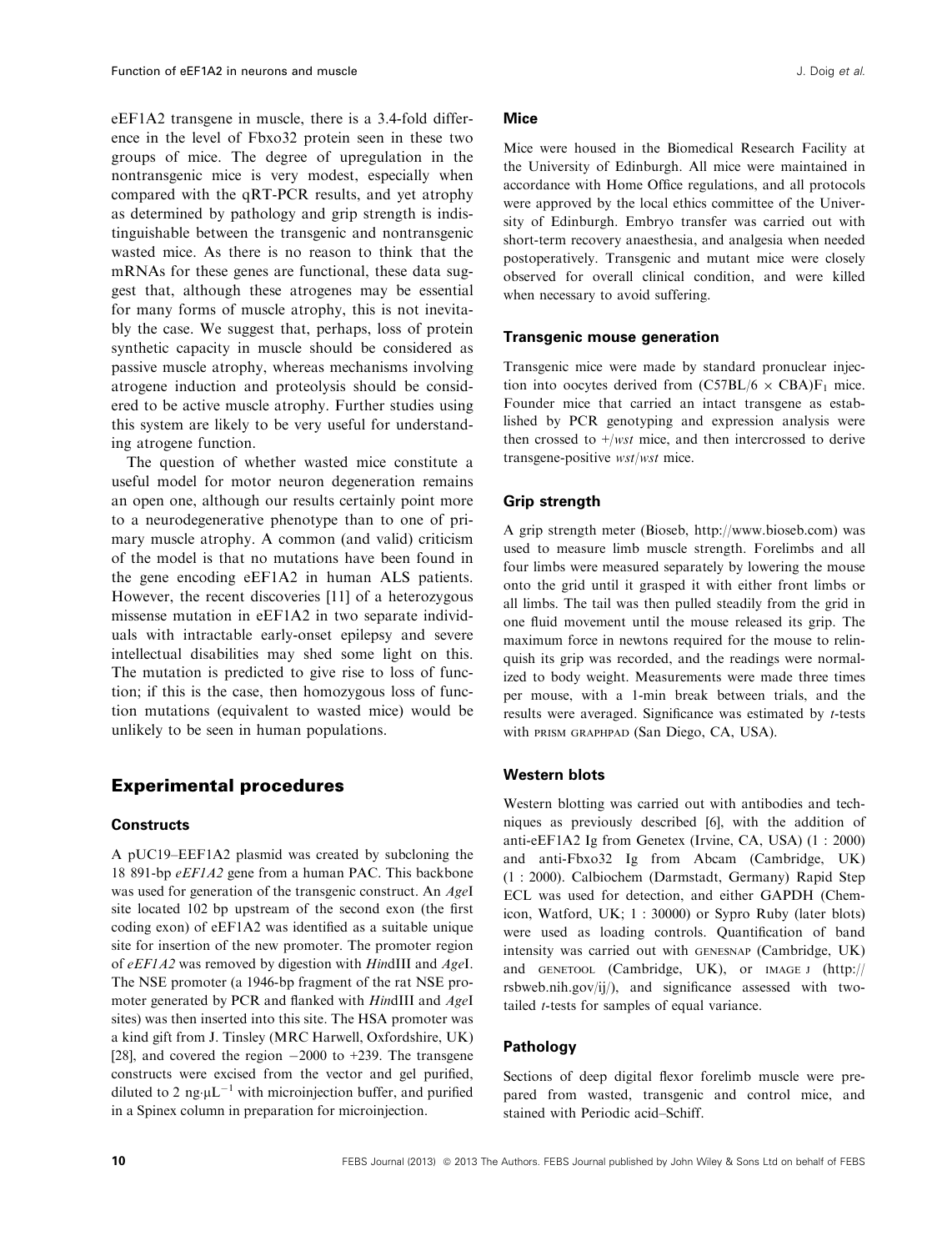eEF1A2 transgene in muscle, there is a 3.4-fold difference in the level of Fbxo32 protein seen in these two groups of mice. The degree of upregulation in the nontransgenic mice is very modest, especially when compared with the qRT-PCR results, and yet atrophy as determined by pathology and grip strength is indistinguishable between the transgenic and nontransgenic wasted mice. As there is no reason to think that the mRNAs for these genes are functional, these data suggest that, although these atrogenes may be essential for many forms of muscle atrophy, this is not inevitably the case. We suggest that, perhaps, loss of protein synthetic capacity in muscle should be considered as passive muscle atrophy, whereas mechanisms involving atrogene induction and proteolysis should be considered to be active muscle atrophy. Further studies using this system are likely to be very useful for understanding atrogene function.

The question of whether wasted mice constitute a useful model for motor neuron degeneration remains an open one, although our results certainly point more to a neurodegenerative phenotype than to one of primary muscle atrophy. A common (and valid) criticism of the model is that no mutations have been found in the gene encoding eEF1A2 in human ALS patients. However, the recent discoveries [11] of a heterozygous missense mutation in eEF1A2 in two separate individuals with intractable early-onset epilepsy and severe intellectual disabilities may shed some light on this. The mutation is predicted to give rise to loss of function; if this is the case, then homozygous loss of function mutations (equivalent to wasted mice) would be unlikely to be seen in human populations.

## Experimental procedures

### Constructs

A pUC19–EEF1A2 plasmid was created by subcloning the 18 891-bp *eEF1A2* gene from a human PAC. This backbone was used for generation of the transgenic construct. An *Age*I site located 102 bp upstream of the second exon (the first coding exon) of eEF1A2 was identified as a suitable unique site for insertion of the new promoter. The promoter region of *eEF1A2* was removed by digestion with *Hin*dIII and *Age*I. The NSE promoter (a 1946-bp fragment of the rat NSE promoter generated by PCR and flanked with *Hin*dIII and *Age*I sites) was then inserted into this site. The HSA promoter was a kind gift from J. Tinsley (MRC Harwell, Oxfordshire, UK) [28], and covered the region −2000 to +239. The transgene constructs were excised from the vector and gel purified, diluted to 2 ng·μL$^{-1}$ with microinjection buffer, and purified in a Spinex column in preparation for microinjection.

### Mice

Mice were housed in the Biomedical Research Facility at the University of Edinburgh. All mice were maintained in accordance with Home Office regulations, and all protocols were approved by the local ethics committee of the University of Edinburgh. Embryo transfer was carried out with short-term recovery anaesthesia, and analgesia when needed postoperatively. Transgenic and mutant mice were closely observed for overall clinical condition, and were killed when necessary to avoid suffering.

### Transgenic mouse generation

Transgenic mice were made by standard pronuclear injection into oocytes derived from (C57BL/6 × CBA)$F_1$ mice. Founder mice that carried an intact transgene as established by PCR genotyping and expression analysis were then crossed to +/*wst* mice, and then intercrossed to derive transgene-positive *wst*/*wst* mice.

### Grip strength

A grip strength meter (Bioseb, http://www.bioseb.com) was used to measure limb muscle strength. Forelimbs and all four limbs were measured separately by lowering the mouse onto the grid until it grasped it with either front limbs or all limbs. The tail was then pulled steadily from the grid in one fluid movement until the mouse released its grip. The maximum force in newtons required for the mouse to relinquish its grip was recorded, and the readings were normalized to body weight. Measurements were made three times per mouse, with a 1-min break between trials, and the results were averaged. Significance was estimated by *t*-tests with PRISM GRAPHPAD (San Diego, CA, USA).

### Western blots

Western blotting was carried out with antibodies and techniques as previously described [6], with the addition of anti-eEF1A2 Ig from Genetex (Irvine, CA, USA) (1 : 2000) and anti-Fbxo32 Ig from Abcam (Cambridge, UK) (1 : 2000). Calbiochem (Darmstadt, Germany) Rapid Step ECL was used for detection, and either GAPDH (Chemicon, Watford, UK; 1 : 30000) or Sypro Ruby (later blots) were used as loading controls. Quantification of band intensity was carried out with GENESNAP (Cambridge, UK) and GENETOOL (Cambridge, UK), or IMAGE J (http://rsbweb.nih.gov/ij/), and significance assessed with two-tailed *t*-tests for samples of equal variance.

### Pathology

Sections of deep digital flexor forelimb muscle were prepared from wasted, transgenic and control mice, and stained with Periodic acid–Schiff.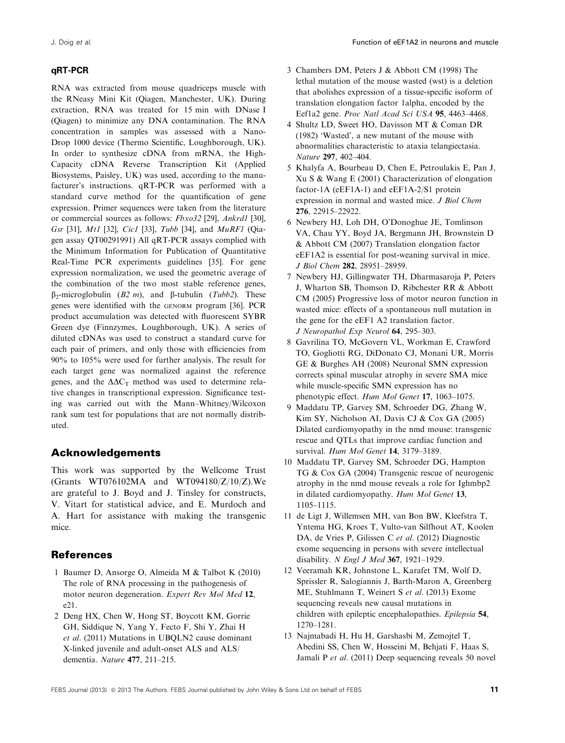### qRT-PCR

RNA was extracted from mouse quadriceps muscle with the RNeasy Mini Kit (Qiagen, Manchester, UK). During extraction, RNA was treated for 15 min with DNase I (Qiagen) to minimize any DNA contamination. The RNA concentration in samples was assessed with a Nano-Drop 1000 device (Thermo Scientific, Loughborough, UK). In order to synthesize cDNA from mRNA, the High-Capacity cDNA Reverse Transcription Kit (Applied Biosystems, Paisley, UK) was used, according to the manufacturer's instructions. qRT-PCR was performed with a standard curve method for the quantification of gene expression. Primer sequences were taken from the literature or commercial sources as follows: *Fbxo32* [29], *Ankrd1* [30], *Gsr* [31], *Mt1* [32], *Cic1* [33], *Tubb* [34], and *MuRF1* (Qiagen assay QT00291991) All qRT-PCR assays complied with the Minimum Information for Publication of Quantitative Real-Time PCR experiments guidelines [35]. For gene expression normalization, we used the geometric average of the combination of the two most stable reference genes, $\beta_2$-microglobulin (*B2 m*), and β-tubulin (*Tubb2*). These genes were identified with the GENORM program [36]. PCR product accumulation was detected with fluorescent SYBR Green dye (Finnzymes, Loughborough, UK). A series of diluted cDNAs was used to construct a standard curve for each pair of primers, and only those with efficiencies from 90% to 105% were used for further analysis. The result for each target gene was normalized against the reference genes, and the $\Delta\Delta C_T$ method was used to determine relative changes in transcriptional expression. Significance testing was carried out with the Mann–Whitney/Wilcoxon rank sum test for populations that are not normally distributed.

## Acknowledgements

This work was supported by the Wellcome Trust (Grants WT076102MA and WT094180/Z/10/Z).We are grateful to J. Boyd and J. Tinsley for constructs, V. Vitart for statistical advice, and E. Murdoch and A. Hart for assistance with making the transgenic mice.

## References

1 Baumer D, Ansorge O, Almeida M & Talbot K (2010) The role of RNA processing in the pathogenesis of motor neuron degeneration. *Expert Rev Mol Med* **12**, e21.

2 Deng HX, Chen W, Hong ST, Boycott KM, Gorrie GH, Siddique N, Yang Y, Fecto F, Shi Y, Zhai H *et al*. (2011) Mutations in UBQLN2 cause dominant X-linked juvenile and adult-onset ALS and ALS/dementia. *Nature* **477**, 211–215.

3 Chambers DM, Peters J & Abbott CM (1998) The lethal mutation of the mouse wasted (wst) is a deletion that abolishes expression of a tissue-specific isoform of translation elongation factor 1alpha, encoded by the Eef1a2 gene. *Proc Natl Acad Sci USA* **95**, 4463–4468.

4 Shultz LD, Sweet HO, Davisson MT & Coman DR (1982) 'Wasted', a new mutant of the mouse with abnormalities characteristic to ataxia telangiectasia. *Nature* **297**, 402–404.

5 Khalyfa A, Bourbeau D, Chen E, Petroulakis E, Pan J, Xu S & Wang E (2001) Characterization of elongation factor-1A (eEF1A-1) and eEF1A-2/S1 protein expression in normal and wasted mice. *J Biol Chem* **276**, 22915–22922.

6 Newbery HJ, Loh DH, O'Donoghue JE, Tomlinson VA, Chau YY, Boyd JA, Bergmann JH, Brownstein D & Abbott CM (2007) Translation elongation factor eEF1A2 is essential for post-weaning survival in mice. *J Biol Chem* **282**, 28951–28959.

7 Newbery HJ, Gillingwater TH, Dharmasaroja P, Peters J, Wharton SB, Thomson D, Ribchester RR & Abbott CM (2005) Progressive loss of motor neuron function in wasted mice: effects of a spontaneous null mutation in the gene for the eEF1 A2 translation factor. *J Neuropathol Exp Neurol* **64**, 295–303.

8 Gavrilina TO, McGovern VL, Workman E, Crawford TO, Gogliotti RG, DiDonato CJ, Monani UR, Morris GE & Burghes AH (2008) Neuronal SMN expression corrects spinal muscular atrophy in severe SMA mice while muscle-specific SMN expression has no phenotypic effect. *Hum Mol Genet* **17**, 1063–1075.

9 Maddatu TP, Garvey SM, Schroeder DG, Zhang W, Kim SY, Nicholson AI, Davis CJ & Cox GA (2005) Dilated cardiomyopathy in the nmd mouse: transgenic rescue and QTLs that improve cardiac function and survival. *Hum Mol Genet* **14**, 3179–3189.

10 Maddatu TP, Garvey SM, Schroeder DG, Hampton TG & Cox GA (2004) Transgenic rescue of neurogenic atrophy in the nmd mouse reveals a role for Ighmbp2 in dilated cardiomyopathy. *Hum Mol Genet* **13**, 1105–1115.

11 de Ligt J, Willemsen MH, van Bon BW, Kleefstra T, Yntema HG, Kroes T, Vulto-van Silfhout AT, Koolen DA, de Vries P, Gilissen C *et al*. (2012) Diagnostic exome sequencing in persons with severe intellectual disability. *N Engl J Med* **367**, 1921–1929.

12 Veeramah KR, Johnstone L, Karafet TM, Wolf D, Sprissler R, Salogiannis J, Barth-Maron A, Greenberg ME, Stuhlmann T, Weinert S *et al*. (2013) Exome sequencing reveals new causal mutations in children with epileptic encephalopathies. *Epilepsia* **54**, 1270–1281.

13 Najmabadi H, Hu H, Garshasbi M, Zemojtel T, Abedini SS, Chen W, Hosseini M, Behjati F, Haas S, Jamali P *et al*. (2011) Deep sequencing reveals 50 novel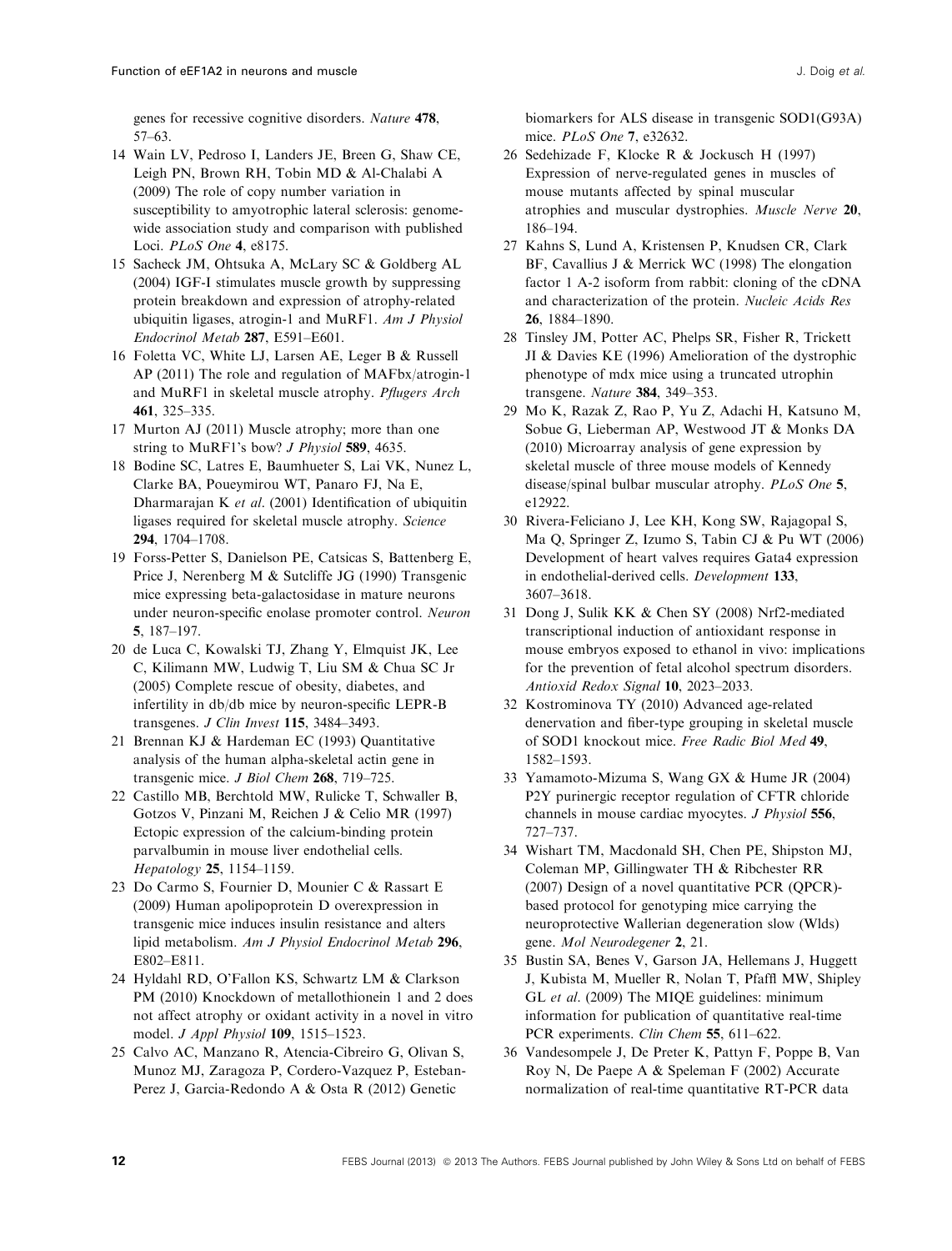genes for recessive cognitive disorders. *Nature* **478**, 57–63.

14 Wain LV, Pedroso I, Landers JE, Breen G, Shaw CE, Leigh PN, Brown RH, Tobin MD & Al-Chalabi A (2009) The role of copy number variation in susceptibility to amyotrophic lateral sclerosis: genome-wide association study and comparison with published Loci. *PLoS One* **4**, e8175.

15 Sacheck JM, Ohtsuka A, McLary SC & Goldberg AL (2004) IGF-I stimulates muscle growth by suppressing protein breakdown and expression of atrophy-related ubiquitin ligases, atrogin-1 and MuRF1. *Am J Physiol Endocrinol Metab* **287**, E591–E601.

16 Foletta VC, White LJ, Larsen AE, Leger B & Russell AP (2011) The role and regulation of MAFbx/atrogin-1 and MuRF1 in skeletal muscle atrophy. *Pflugers Arch* **461**, 325–335.

17 Murton AJ (2011) Muscle atrophy; more than one string to MuRF1's bow? *J Physiol* **589**, 4635.

18 Bodine SC, Latres E, Baumhueter S, Lai VK, Nunez L, Clarke BA, Poueymirou WT, Panaro FJ, Na E, Dharmarajan K *et al*. (2001) Identification of ubiquitin ligases required for skeletal muscle atrophy. *Science* **294**, 1704–1708.

19 Forss-Petter S, Danielson PE, Catsicas S, Battenberg E, Price J, Nerenberg M & Sutcliffe JG (1990) Transgenic mice expressing beta-galactosidase in mature neurons under neuron-specific enolase promoter control. *Neuron* **5**, 187–197.

20 de Luca C, Kowalski TJ, Zhang Y, Elmquist JK, Lee C, Kilimann MW, Ludwig T, Liu SM & Chua SC Jr (2005) Complete rescue of obesity, diabetes, and infertility in db/db mice by neuron-specific LEPR-B transgenes. *J Clin Invest* **115**, 3484–3493.

21 Brennan KJ & Hardeman EC (1993) Quantitative analysis of the human alpha-skeletal actin gene in transgenic mice. *J Biol Chem* **268**, 719–725.

22 Castillo MB, Berchtold MW, Rulicke T, Schwaller B, Gotzos V, Pinzani M, Reichen J & Celio MR (1997) Ectopic expression of the calcium-binding protein parvalbumin in mouse liver endothelial cells. *Hepatology* **25**, 1154–1159.

23 Do Carmo S, Fournier D, Mounier C & Rassart E (2009) Human apolipoprotein D overexpression in transgenic mice induces insulin resistance and alters lipid metabolism. *Am J Physiol Endocrinol Metab* **296**, E802–E811.

24 Hyldahl RD, O'Fallon KS, Schwartz LM & Clarkson PM (2010) Knockdown of metallothionein 1 and 2 does not affect atrophy or oxidant activity in a novel in vitro model. *J Appl Physiol* **109**, 1515–1523.

25 Calvo AC, Manzano R, Atencia-Cibreiro G, Olivan S, Munoz MJ, Zaragoza P, Cordero-Vazquez P, Esteban-Perez J, Garcia-Redondo A & Osta R (2012) Genetic biomarkers for ALS disease in transgenic SOD1(G93A) mice. *PLoS One* **7**, e32632.

26 Sedehizade F, Klocke R & Jockusch H (1997) Expression of nerve-regulated genes in muscles of mouse mutants affected by spinal muscular atrophies and muscular dystrophies. *Muscle Nerve* **20**, 186–194.

27 Kahns S, Lund A, Kristensen P, Knudsen CR, Clark BF, Cavallius J & Merrick WC (1998) The elongation factor 1 A-2 isoform from rabbit: cloning of the cDNA and characterization of the protein. *Nucleic Acids Res* **26**, 1884–1890.

28 Tinsley JM, Potter AC, Phelps SR, Fisher R, Trickett JI & Davies KE (1996) Amelioration of the dystrophic phenotype of mdx mice using a truncated utrophin transgene. *Nature* **384**, 349–353.

29 Mo K, Razak Z, Rao P, Yu Z, Adachi H, Katsuno M, Sobue G, Lieberman AP, Westwood JT & Monks DA (2010) Microarray analysis of gene expression by skeletal muscle of three mouse models of Kennedy disease/spinal bulbar muscular atrophy. *PLoS One* **5**, e12922.

30 Rivera-Feliciano J, Lee KH, Kong SW, Rajagopal S, Ma Q, Springer Z, Izumo S, Tabin CJ & Pu WT (2006) Development of heart valves requires Gata4 expression in endothelial-derived cells. *Development* **133**, 3607–3618.

31 Dong J, Sulik KK & Chen SY (2008) Nrf2-mediated transcriptional induction of antioxidant response in mouse embryos exposed to ethanol in vivo: implications for the prevention of fetal alcohol spectrum disorders. *Antioxid Redox Signal* **10**, 2023–2033.

32 Kostrominova TY (2010) Advanced age-related denervation and fiber-type grouping in skeletal muscle of SOD1 knockout mice. *Free Radic Biol Med* **49**, 1582–1593.

33 Yamamoto-Mizuma S, Wang GX & Hume JR (2004) P2Y purinergic receptor regulation of CFTR chloride channels in mouse cardiac myocytes. *J Physiol* **556**, 727–737.

34 Wishart TM, Macdonald SH, Chen PE, Shipston MJ, Coleman MP, Gillingwater TH & Ribchester RR (2007) Design of a novel quantitative PCR (QPCR)-based protocol for genotyping mice carrying the neuroprotective Wallerian degeneration slow (Wlds) gene. *Mol Neurodegener* **2**, 21.

35 Bustin SA, Benes V, Garson JA, Hellemans J, Huggett J, Kubista M, Mueller R, Nolan T, Pfaffl MW, Shipley GL *et al*. (2009) The MIQE guidelines: minimum information for publication of quantitative real-time PCR experiments. *Clin Chem* **55**, 611–622.

36 Vandesompele J, De Preter K, Pattyn F, Poppe B, Van Roy N, De Paepe A & Speleman F (2002) Accurate normalization of real-time quantitative RT-PCR data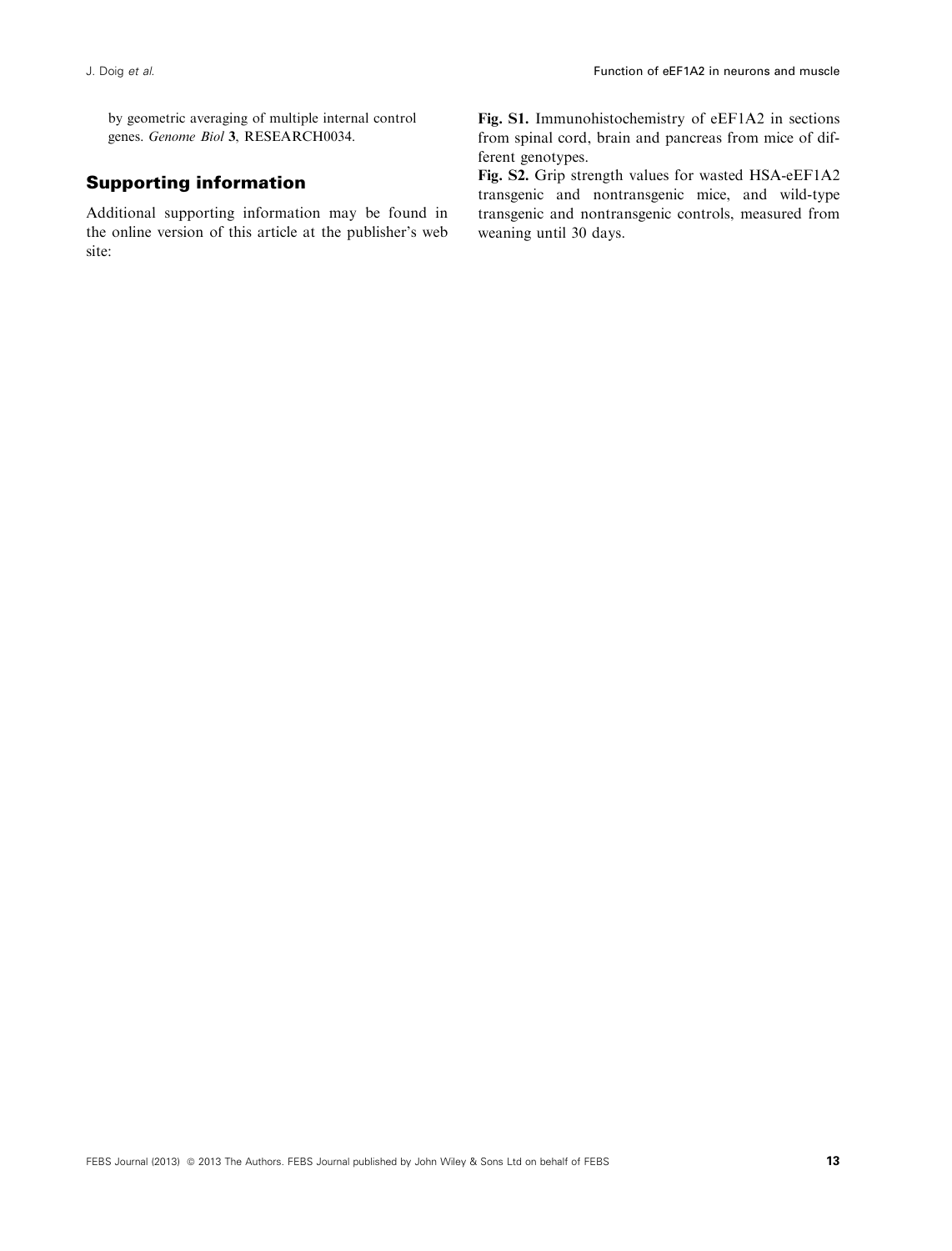by geometric averaging of multiple internal control genes. *Genome Biol* **3**, RESEARCH0034.

## Supporting information

Additional supporting information may be found in the online version of this article at the publisher's web site:

**Fig. S1.** Immunohistochemistry of eEF1A2 in sections from spinal cord, brain and pancreas from mice of different genotypes.

**Fig. S2.** Grip strength values for wasted HSA-eEF1A2 transgenic and nontransgenic mice, and wild-type transgenic and nontransgenic controls, measured from weaning until 30 days.